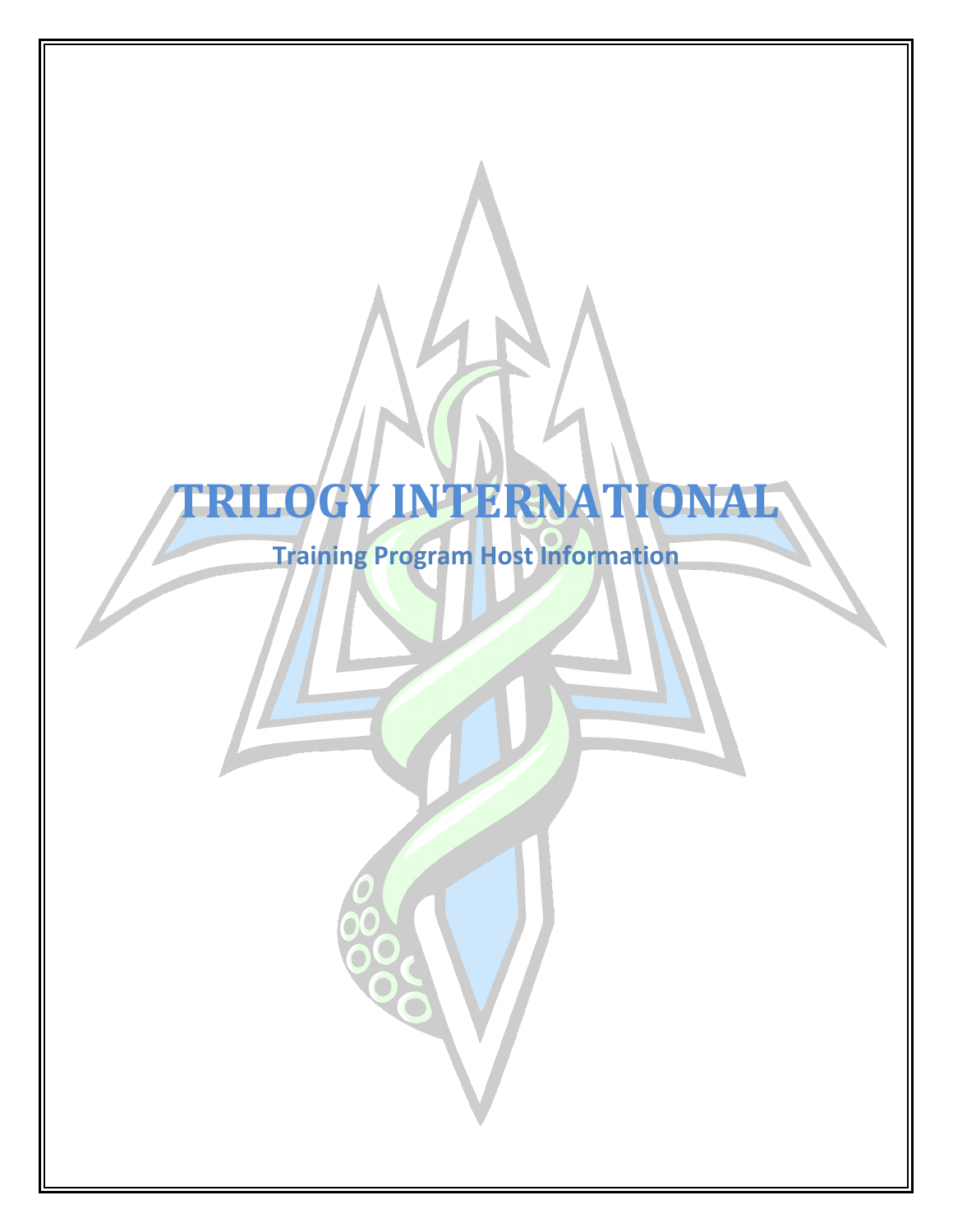# TRILOGY INTERNATIONAL

## Training Program Host Information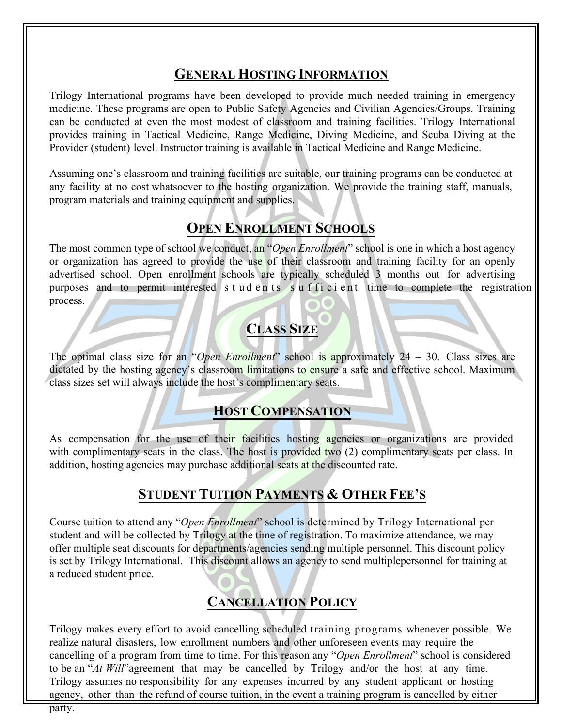## General Hosting Information

Trilogy International programs have been developed to provide much needed training in emergency medicine. These programs are open to Public Safety Agencies and Civilian Agencies/Groups. Training can be conducted at even the most modest of classroom and training facilities. Trilogy International provides training in Tactical Medicine, Range Medicine, Diving Medicine, and Scuba Diving at the Provider (student) level. Instructor training is available in Tactical Medicine and Range Medicine.

Assuming one's classroom and training facilities are suitable, our training programs can be conducted at any facility at no cost whatsoever to the hosting organization. We provide the training staff, manuals, program materials and training equipment and supplies.

## Open Enrollment Schools

The most common type of school we conduct, an "*Open Enrollment*" school is one in which a host agency or organization has agreed to provide the use of their classroom and training facility for an openly advertised school. Open enrollment schools are typically scheduled 3 months out for advertising purposes and to permit interested students sufficient time to complete the registration process.

## Class Size

The optimal class size for an "*Open Enrollment*" school is approximately 24 – 30. Class sizes are dictated by the hosting agency's classroom limitations to ensure a safe and effective school. Maximum class sizes set will always include the host's complimentary seats.

## Host Compensation

As compensation for the use of their facilities hosting agencies or organizations are provided with complimentary seats in the class. The host is provided two (2) complimentary seats per class. In addition, hosting agencies may purchase additional seats at the discounted rate.

## Student Tuition Payments & Other Fee's

Course tuition to attend any "*Open Enrollment*" school is determined by Trilogy International per student and will be collected by Trilogy at the time of registration. To maximize attendance, we may offer multiple seat discounts for departments/agencies sending multiple personnel. This discount policy is set by Trilogy International. This discount allows an agency to send multiplepersonnel for training at a reduced student price.

## Cancellation Policy

Trilogy makes every effort to avoid cancelling scheduled training programs whenever possible. We realize natural disasters, low enrollment numbers and other unforeseen events may require the cancelling of a program from time to time. For this reason any "*Open Enrollment*" school is considered to be an "*At Will*" agreement that may be cancelled by Trilogy and/or the host at any time. Trilogy assumes no responsibility for any expenses incurred by any student applicant or hosting agency, other than the refund of course tuition, in the event a training program is cancelled by either party.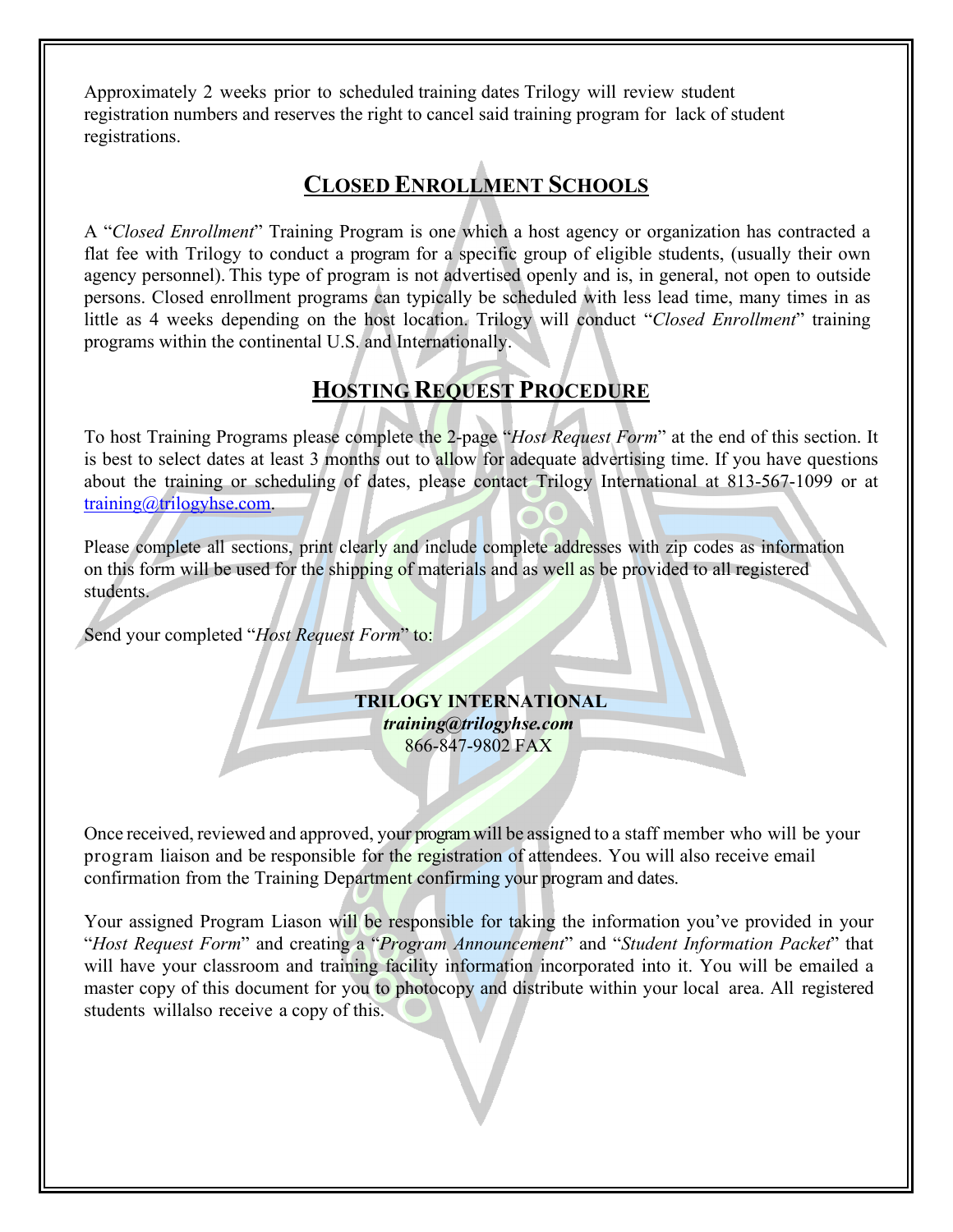Approximately 2 weeks prior to scheduled training dates Trilogy will review student registration numbers and reserves the right to cancel said training program for lack of student registrations.

## CLOSED ENROLLMENT SCHOOLS

A "*Closed Enrollment*" Training Program is one which a host agency or organization has contracted a flat fee with Trilogy to conduct a program for a specific group of eligible students, (usually their own agency personnel). This type of program is not advertised openly and is, in general, not open to outside persons. Closed enrollment programs can typically be scheduled with less lead time, many times in as little as 4 weeks depending on the host location. Trilogy will conduct "*Closed Enrollment*" training programs within the continental U.S. and Internationally.

## HOSTING REQUEST PROCEDURE

To host Training Programs please complete the 2-page "*Host Request Form*" at the end of this section. It is best to select dates at least 3 months out to allow for adequate advertising time. If you have questions about the training or scheduling of dates, please contact Trilogy International at 813-567-1099 or at training@trilogyhse.com.

Please complete all sections, print clearly and include complete addresses with zip codes as information on this form will be used for the shipping of materials and as well as be provided to all registered students.

Send your completed "*Host Request Form*" to:

**TRILOGY INTERNATIONAL**
***training@trilogyhse.com***
866-847-9802 FAX

Once received, reviewed and approved, your program will be assigned to a staff member who will be your program liaison and be responsible for the registration of attendees. You will also receive email confirmation from the Training Department confirming your program and dates.

Your assigned Program Liason will be responsible for taking the information you've provided in your "*Host Request Form*" and creating a "*Program Announcement*" and "*Student Information Packet*" that will have your classroom and training facility information incorporated into it. You will be emailed a master copy of this document for you to photocopy and distribute within your local area. All registered students willalso receive a copy of this.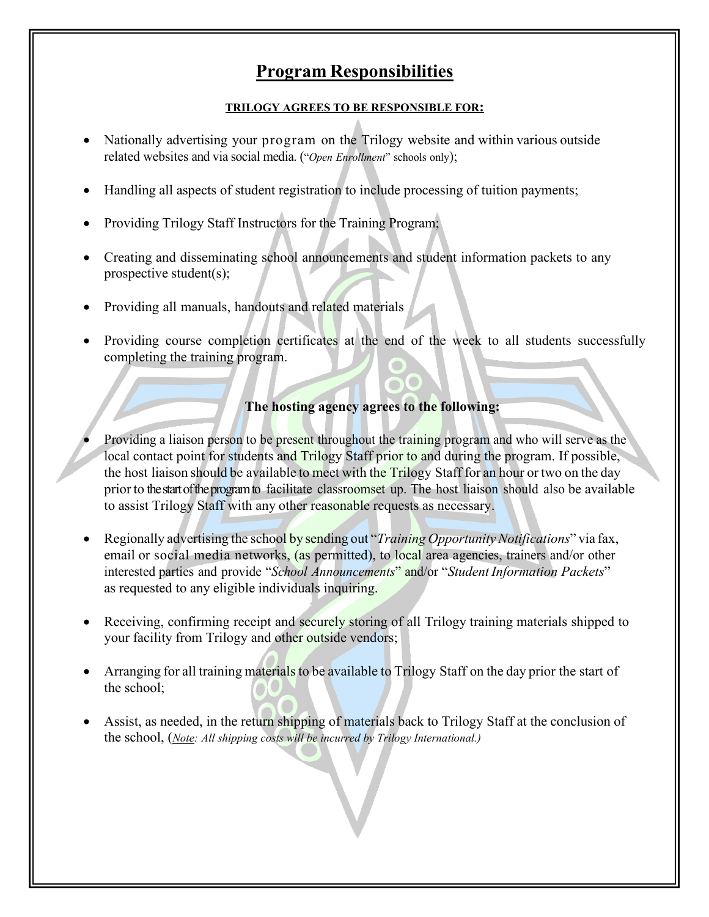# Program Responsibilities

**TRILOGY AGREES TO BE RESPONSIBLE FOR:**

- Nationally advertising your program on the Trilogy website and within various outside related websites and via social media. ("*Open Enrollment*" schools only);
- Handling all aspects of student registration to include processing of tuition payments;
- Providing Trilogy Staff Instructors for the Training Program;
- Creating and disseminating school announcements and student information packets to any prospective student(s);
- Providing all manuals, handouts and related materials
- Providing course completion certificates at the end of the week to all students successfully completing the training program.

**The hosting agency agrees to the following:**

- Providing a liaison person to be present throughout the training program and who will serve as the local contact point for students and Trilogy Staff prior to and during the program. If possible, the host liaison should be available to meet with the Trilogy Staff for an hour or two on the day prior to the start of the program to facilitate classroomset up. The host liaison should also be available to assist Trilogy Staff with any other reasonable requests as necessary.
- Regionally advertising the school by sending out "*Training Opportunity Notifications*" via fax, email or social media networks, (as permitted), to local area agencies, trainers and/or other interested parties and provide "*School Announcements*" and/or "*Student Information Packets*" as requested to any eligible individuals inquiring.
- Receiving, confirming receipt and securely storing of all Trilogy training materials shipped to your facility from Trilogy and other outside vendors;
- Arranging for all training materials to be available to Trilogy Staff on the day prior the start of the school;
- Assist, as needed, in the return shipping of materials back to Trilogy Staff at the conclusion of the school, (*Note: All shipping costs will be incurred by Trilogy International.)*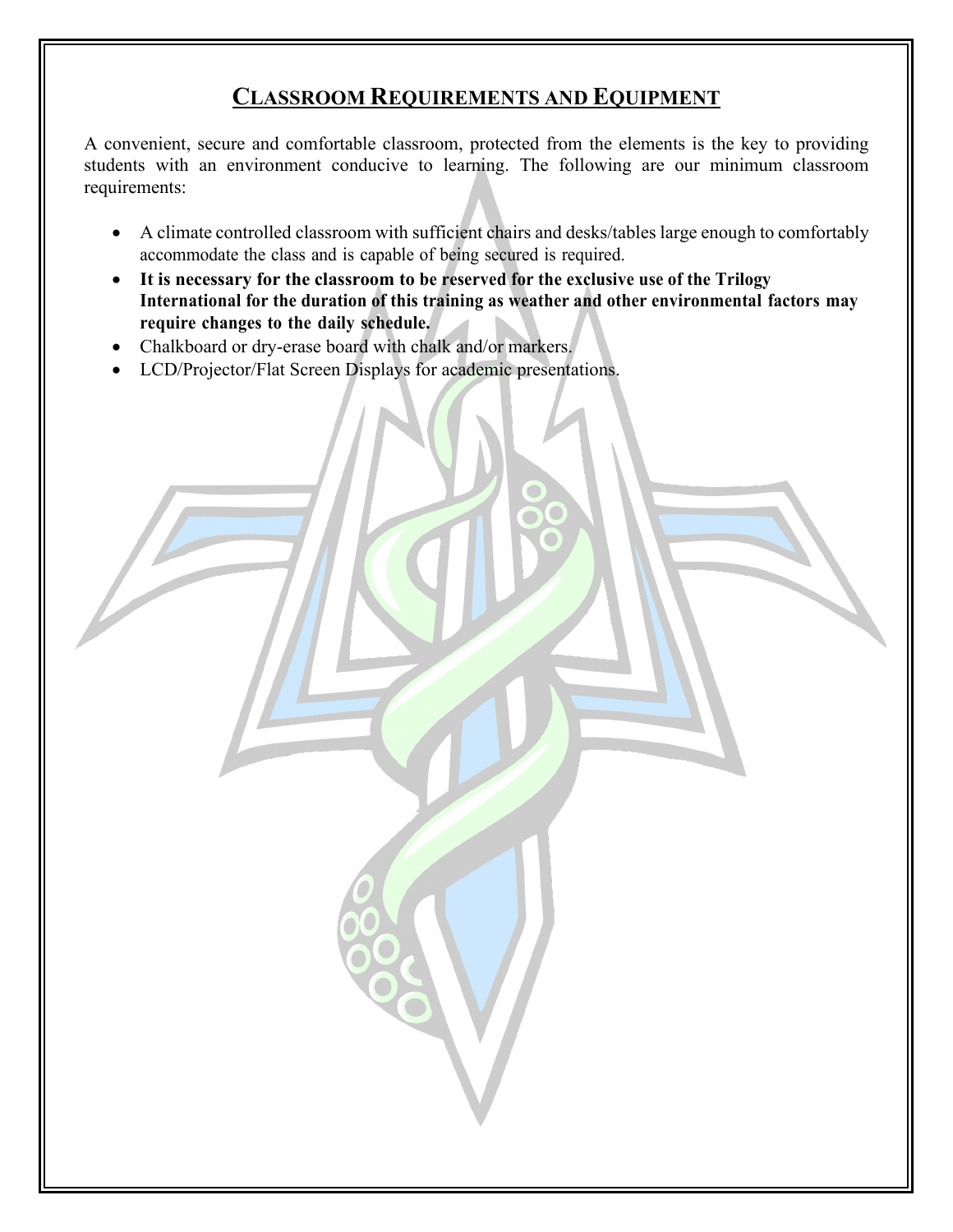## Classroom Requirements and Equipment

A convenient, secure and comfortable classroom, protected from the elements is the key to providing students with an environment conducive to learning. The following are our minimum classroom requirements:

- A climate controlled classroom with sufficient chairs and desks/tables large enough to comfortably accommodate the class and is capable of being secured is required.
- **It is necessary for the classroom to be reserved for the exclusive use of the Trilogy International for the duration of this training as weather and other environmental factors may require changes to the daily schedule.**
- Chalkboard or dry-erase board with chalk and/or markers.
- LCD/Projector/Flat Screen Displays for academic presentations.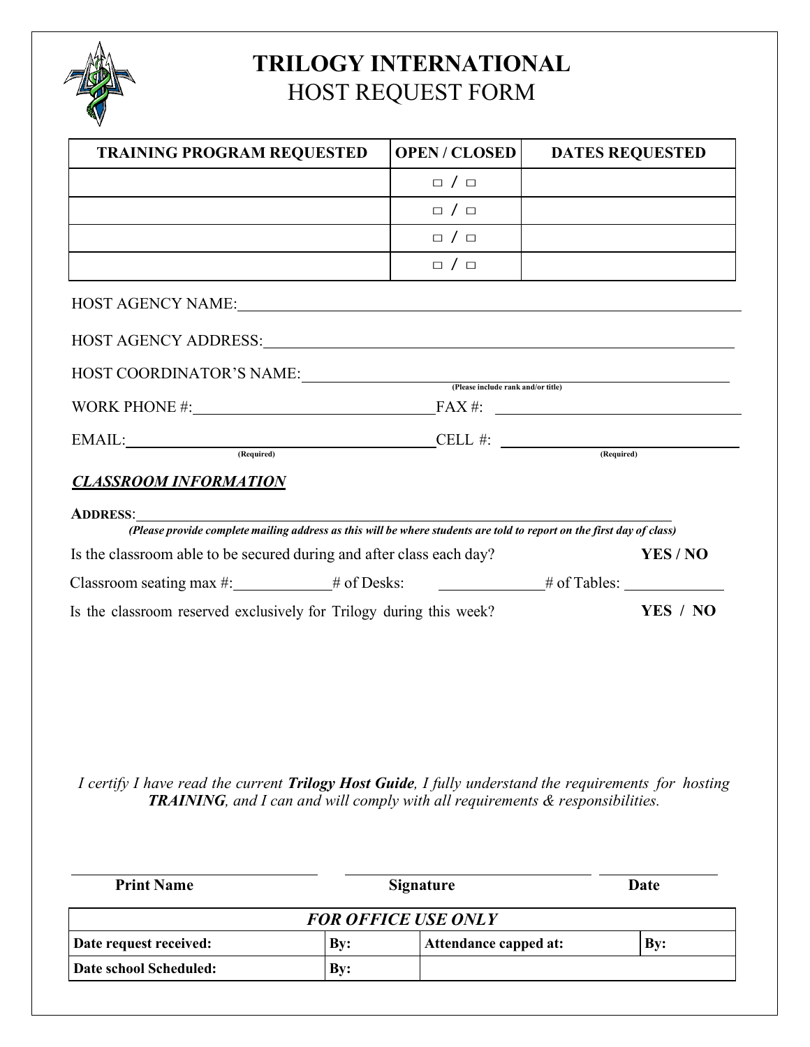# TRILOGY INTERNATIONAL

## HOST REQUEST FORM

| TRAINING PROGRAM REQUESTED | OPEN / CLOSED | DATES REQUESTED |
|---|---|---|
| | □ / □ | |
| | □ / □ | |
| | □ / □ | |
| | □ / □ | |

HOST AGENCY NAME: ______________________________

HOST AGENCY ADDRESS: ______________________________

HOST COORDINATOR'S NAME: ______________________________
**(Please include rank and/or title)**

WORK PHONE #: ____________________ FAX #: ____________________

EMAIL: ____________________ CELL #: ____________________
**(Required)** **(Required)**

***CLASSROOM INFORMATION***

**ADDRESS**: ______________________________

***(Please provide complete mailing address as this will be where students are told to report on the first day of class)***

Is the classroom able to be secured during and after class each day? **YES / NO**

Classroom seating max #: __________ # of Desks: __________ # of Tables: __________

Is the classroom reserved exclusively for Trilogy during this week? **YES / NO**

*I certify I have read the current **Trilogy Host Guide**, I fully understand the requirements for hosting **TRAINING**, and I can and will comply with all requirements & responsibilities.*

____________________ ____________________ __________

**Print Name** **Signature** **Date**

| ***FOR OFFICE USE ONLY*** | | | |
|---|---|---|---|
| **Date request received:** | **By:** | **Attendance capped at:** | **By:** |
| **Date school Scheduled:** | **By:** | | |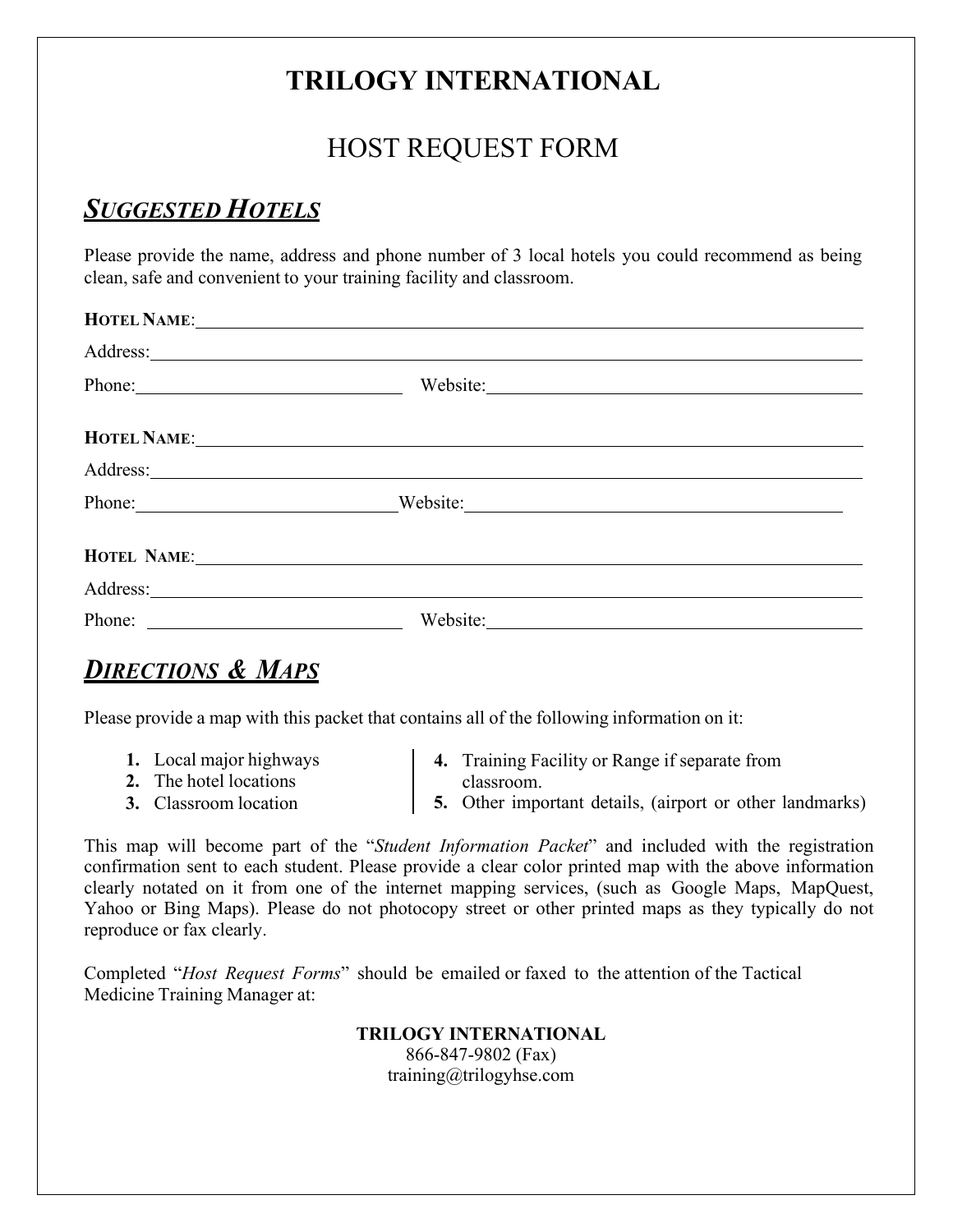# TRILOGY INTERNATIONAL

## HOST REQUEST FORM

### ***SUGGESTED HOTELS***

Please provide the name, address and phone number of 3 local hotels you could recommend as being clean, safe and convenient to your training facility and classroom.

**HOTEL NAME**:\_\_\_\_\_\_\_\_\_\_\_\_\_\_\_\_\_\_\_\_\_\_\_\_\_\_\_\_\_\_\_\_\_\_\_\_\_\_\_\_

Address:\_\_\_\_\_\_\_\_\_\_\_\_\_\_\_\_\_\_\_\_\_\_\_\_\_\_\_\_\_\_\_\_\_\_\_\_\_\_\_\_

Phone:\_\_\_\_\_\_\_\_\_\_\_\_\_\_\_\_\_\_\_\_ Website:\_\_\_\_\_\_\_\_\_\_\_\_\_\_\_\_\_\_\_\_

**HOTEL NAME**:\_\_\_\_\_\_\_\_\_\_\_\_\_\_\_\_\_\_\_\_\_\_\_\_\_\_\_\_\_\_\_\_\_\_\_\_\_\_\_\_

Address:\_\_\_\_\_\_\_\_\_\_\_\_\_\_\_\_\_\_\_\_\_\_\_\_\_\_\_\_\_\_\_\_\_\_\_\_\_\_\_\_

Phone:\_\_\_\_\_\_\_\_\_\_\_\_\_\_\_\_\_\_\_\_ Website:\_\_\_\_\_\_\_\_\_\_\_\_\_\_\_\_\_\_\_\_

**HOTEL NAME**:\_\_\_\_\_\_\_\_\_\_\_\_\_\_\_\_\_\_\_\_\_\_\_\_\_\_\_\_\_\_\_\_\_\_\_\_\_\_\_\_

Address:\_\_\_\_\_\_\_\_\_\_\_\_\_\_\_\_\_\_\_\_\_\_\_\_\_\_\_\_\_\_\_\_\_\_\_\_\_\_\_\_

Phone:\_\_\_\_\_\_\_\_\_\_\_\_\_\_\_\_\_\_\_\_ Website:\_\_\_\_\_\_\_\_\_\_\_\_\_\_\_\_\_\_\_\_

### ***DIRECTIONS & MAPS***

Please provide a map with this packet that contains all of the following information on it:

1. Local major highways
2. The hotel locations
3. Classroom location
4. Training Facility or Range if separate from classroom.
5. Other important details, (airport or other landmarks)

This map will become part of the "*Student Information Packet*" and included with the registration confirmation sent to each student. Please provide a clear color printed map with the above information clearly notated on it from one of the internet mapping services, (such as Google Maps, MapQuest, Yahoo or Bing Maps). Please do not photocopy street or other printed maps as they typically do not reproduce or fax clearly.

Completed "*Host Request Forms*" should be emailed or faxed to the attention of the Tactical Medicine Training Manager at:

**TRILOGY INTERNATIONAL**
866-847-9802 (Fax)
training@trilogyhse.com